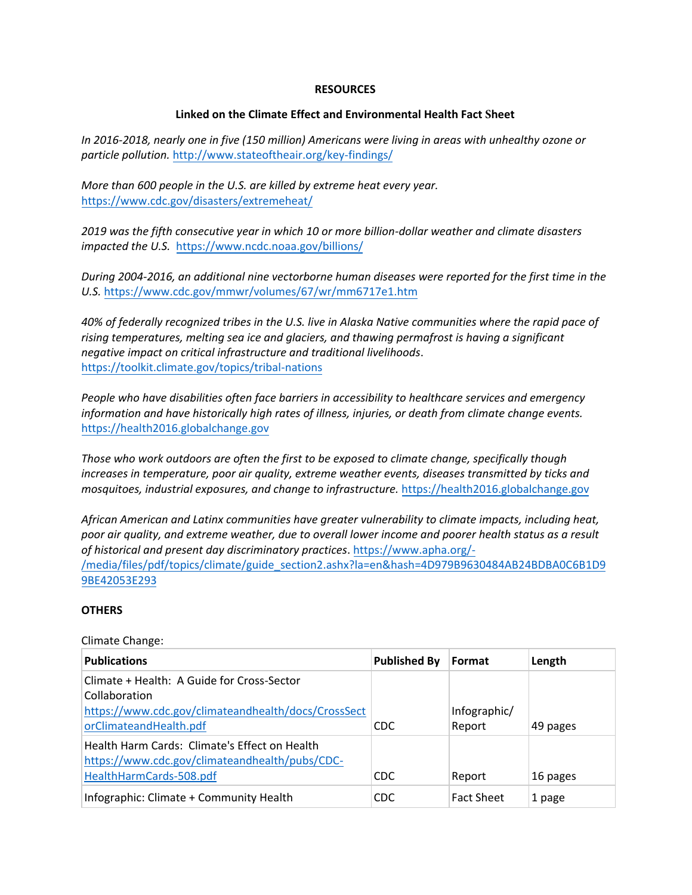**RESOURCES**

**Linked on the Climate Effect and Environmental Health Fact Sheet**

*In 2016-2018, nearly one in five (150 million) Americans were living in areas with unhealthy ozone or particle pollution.* http://www.stateoftheair.org/key-findings/

*More than 600 people in the U.S. are killed by extreme heat every year.* https://www.cdc.gov/disasters/extremeheat/

*2019 was the fifth consecutive year in which 10 or more billion-dollar weather and climate disasters impacted the U.S.* https://www.ncdc.noaa.gov/billions/

*During 2004-2016, an additional nine vectorborne human diseases were reported for the first time in the U.S.* https://www.cdc.gov/mmwr/volumes/67/wr/mm6717e1.htm

*40% of federally recognized tribes in the U.S. live in Alaska Native communities where the rapid pace of rising temperatures, melting sea ice and glaciers, and thawing permafrost is having a significant negative impact on critical infrastructure and traditional livelihoods*. https://toolkit.climate.gov/topics/tribal-nations

*People who have disabilities often face barriers in accessibility to healthcare services and emergency information and have historically high rates of illness, injuries, or death from climate change events.* https://health2016.globalchange.gov

*Those who work outdoors are often the first to be exposed to climate change, specifically though increases in temperature, poor air quality, extreme weather events, diseases transmitted by ticks and mosquitoes, industrial exposures, and change to infrastructure.* https://health2016.globalchange.gov

*African American and Latinx communities have greater vulnerability to climate impacts, including heat, poor air quality, and extreme weather, due to overall lower income and poorer health status as a result of historical and present day discriminatory practices*. https://www.apha.org/-/media/files/pdf/topics/climate/guide_section2.ashx?la=en&hash=4D979B9630484AB24BDBA0C6B1D99BE42053E293

**OTHERS**

Climate Change:

| **Publications** | **Published By** | **Format** | **Length** |
|---|---|---|---|
| Climate + Health: A Guide for Cross-Sector Collaboration https://www.cdc.gov/climateandhealth/docs/CrossSectorClimateandHealth.pdf | CDC | Infographic/ Report | 49 pages |
| Health Harm Cards: Climate's Effect on Health https://www.cdc.gov/climateandhealth/pubs/CDC-HealthHarmCards-508.pdf | CDC | Report | 16 pages |
| Infographic: Climate + Community Health | CDC | Fact Sheet | 1 page |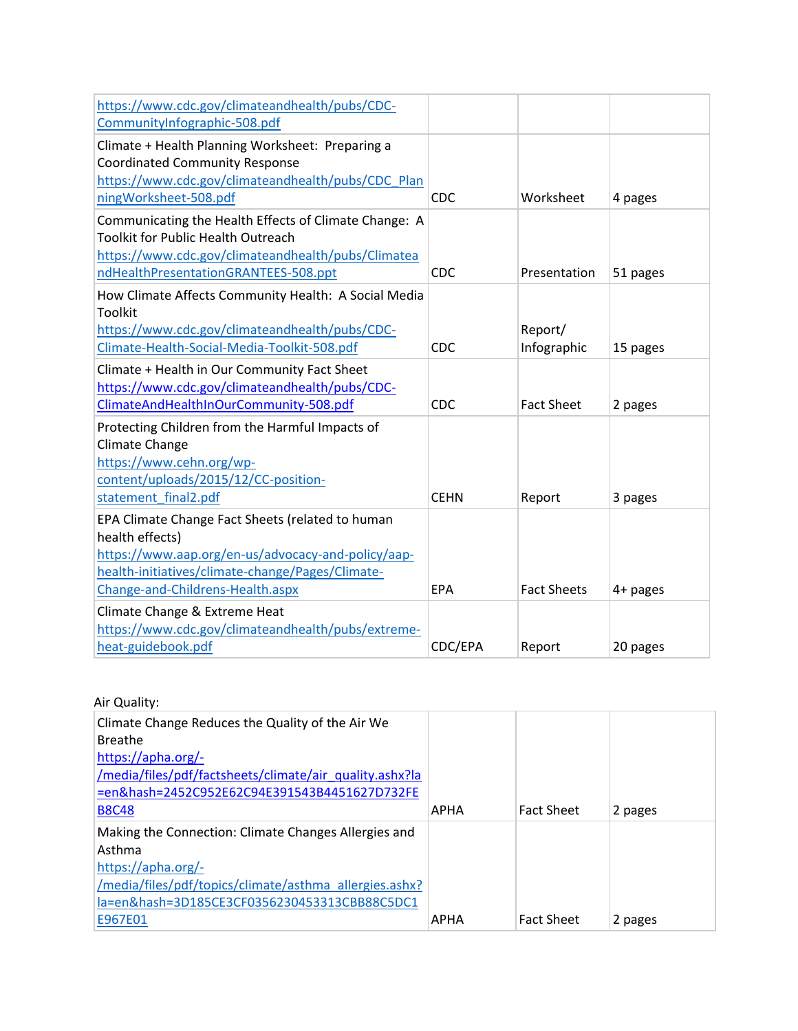| | | | |
|---|---|---|---|
| https://www.cdc.gov/climateandhealth/pubs/CDC-CommunityInfographic-508.pdf | | | |
| Climate + Health Planning Worksheet: Preparing a Coordinated Community Response https://www.cdc.gov/climateandhealth/pubs/CDC_PlanningWorksheet-508.pdf | CDC | Worksheet | 4 pages |
| Communicating the Health Effects of Climate Change: A Toolkit for Public Health Outreach https://www.cdc.gov/climateandhealth/pubs/ClimateandHealthPresentationGRANTEES-508.ppt | CDC | Presentation | 51 pages |
| How Climate Affects Community Health: A Social Media Toolkit https://www.cdc.gov/climateandhealth/pubs/CDC-Climate-Health-Social-Media-Toolkit-508.pdf | CDC | Report/ Infographic | 15 pages |
| Climate + Health in Our Community Fact Sheet https://www.cdc.gov/climateandhealth/pubs/CDC-ClimateAndHealthInOurCommunity-508.pdf | CDC | Fact Sheet | 2 pages |
| Protecting Children from the Harmful Impacts of Climate Change https://www.cehn.org/wp-content/uploads/2015/12/CC-position-statement_final2.pdf | CEHN | Report | 3 pages |
| EPA Climate Change Fact Sheets (related to human health effects) https://www.aap.org/en-us/advocacy-and-policy/aap-health-initiatives/climate-change/Pages/Climate-Change-and-Childrens-Health.aspx | EPA | Fact Sheets | 4+ pages |
| Climate Change & Extreme Heat https://www.cdc.gov/climateandhealth/pubs/extreme-heat-guidebook.pdf | CDC/EPA | Report | 20 pages |

Air Quality:

| | | | |
|---|---|---|---|
| Climate Change Reduces the Quality of the Air We Breathe https://apha.org/-/media/files/pdf/factsheets/climate/air_quality.ashx?la=en&hash=2452C952E62C94E391543B4451627D732FEB8C48 | APHA | Fact Sheet | 2 pages |
| Making the Connection: Climate Changes Allergies and Asthma https://apha.org/-/media/files/pdf/topics/climate/asthma_allergies.ashx?la=en&hash=3D185CE3CF0356230453313CBB88C5DC1E967E01 | APHA | Fact Sheet | 2 pages |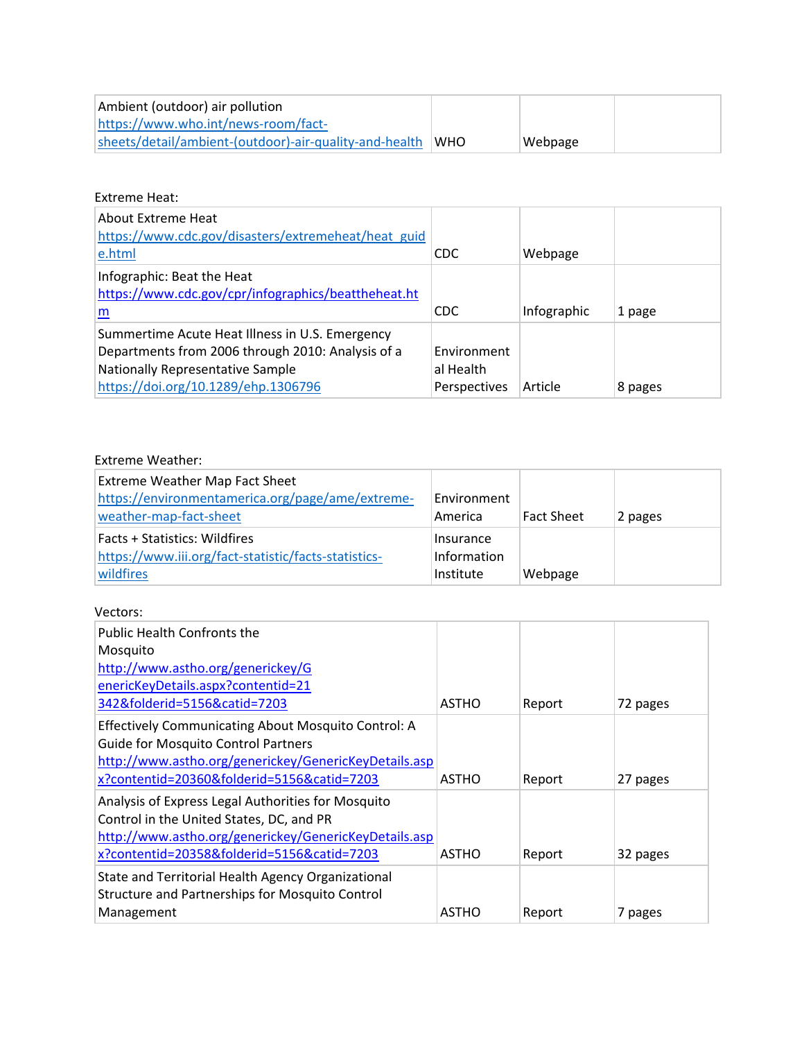| Ambient (outdoor) air pollution https://www.who.int/news-room/fact-sheets/detail/ambient-(outdoor)-air-quality-and-health | WHO | Webpage | |
|---|---|---|---|

Extreme Heat:

| About Extreme Heat https://www.cdc.gov/disasters/extremeheat/heat_guide.html | CDC | Webpage | |
|---|---|---|---|
| Infographic: Beat the Heat https://www.cdc.gov/cpr/infographics/beattheheat.htm | CDC | Infographic | 1 page |
| Summertime Acute Heat Illness in U.S. Emergency Departments from 2006 through 2010: Analysis of a Nationally Representative Sample https://doi.org/10.1289/ehp.1306796 | Environmental Health Perspectives | Article | 8 pages |

Extreme Weather:

| Extreme Weather Map Fact Sheet https://environmentamerica.org/page/ame/extreme-weather-map-fact-sheet | Environment America | Fact Sheet | 2 pages |
|---|---|---|---|
| Facts + Statistics: Wildfires https://www.iii.org/fact-statistic/facts-statistics-wildfires | Insurance Information Institute | Webpage | |

Vectors:

| Public Health Confronts the Mosquito http://www.astho.org/generickey/GenericKeyDetails.aspx?contentid=21342&folderid=5156&catid=7203 | ASTHO | Report | 72 pages |
|---|---|---|---|
| Effectively Communicating About Mosquito Control: A Guide for Mosquito Control Partners http://www.astho.org/generickey/GenericKeyDetails.aspx?contentid=20360&folderid=5156&catid=7203 | ASTHO | Report | 27 pages |
| Analysis of Express Legal Authorities for Mosquito Control in the United States, DC, and PR http://www.astho.org/generickey/GenericKeyDetails.aspx?contentid=20358&folderid=5156&catid=7203 | ASTHO | Report | 32 pages |
| State and Territorial Health Agency Organizational Structure and Partnerships for Mosquito Control Management | ASTHO | Report | 7 pages |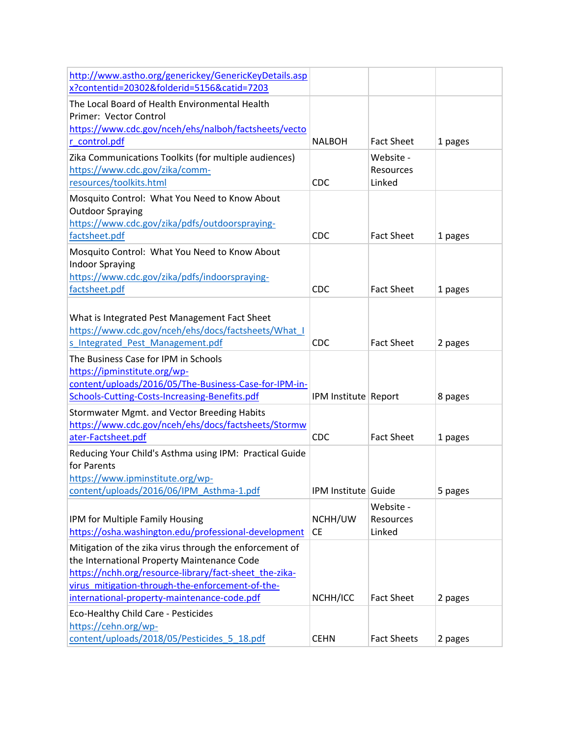| | | | |
|---|---|---|---|
| http://www.astho.org/generickey/GenericKeyDetails.aspx?contentid=20302&folderid=5156&catid=7203 | | | |
| The Local Board of Health Environmental Health Primer: Vector Control https://www.cdc.gov/nceh/ehs/nalboh/factsheets/vector_control.pdf | NALBOH | Fact Sheet | 1 pages |
| Zika Communications Toolkits (for multiple audiences) https://www.cdc.gov/zika/comm-resources/toolkits.html | CDC | Website - Resources Linked | |
| Mosquito Control: What You Need to Know About Outdoor Spraying https://www.cdc.gov/zika/pdfs/outdoorspraying-factsheet.pdf | CDC | Fact Sheet | 1 pages |
| Mosquito Control: What You Need to Know About Indoor Spraying https://www.cdc.gov/zika/pdfs/indoorspraying-factsheet.pdf | CDC | Fact Sheet | 1 pages |
| What is Integrated Pest Management Fact Sheet https://www.cdc.gov/nceh/ehs/docs/factsheets/What_Is_Integrated_Pest_Management.pdf | CDC | Fact Sheet | 2 pages |
| The Business Case for IPM in Schools https://ipminstitute.org/wp-content/uploads/2016/05/The-Business-Case-for-IPM-in-Schools-Cutting-Costs-Increasing-Benefits.pdf | IPM Institute | Report | 8 pages |
| Stormwater Mgmt. and Vector Breeding Habits https://www.cdc.gov/nceh/ehs/docs/factsheets/Stormwater-Factsheet.pdf | CDC | Fact Sheet | 1 pages |
| Reducing Your Child's Asthma using IPM: Practical Guide for Parents https://www.ipminstitute.org/wp-content/uploads/2016/06/IPM_Asthma-1.pdf | IPM Institute | Guide | 5 pages |
| IPM for Multiple Family Housing https://osha.washington.edu/professional-development | NCHH/UW CE | Website - Resources Linked | |
| Mitigation of the zika virus through the enforcement of the International Property Maintenance Code https://nchh.org/resource-library/fact-sheet_the-zika-virus_mitigation-through-the-enforcement-of-the-international-property-maintenance-code.pdf | NCHH/ICC | Fact Sheet | 2 pages |
| Eco-Healthy Child Care - Pesticides https://cehn.org/wp-content/uploads/2018/05/Pesticides_5_18.pdf | CEHN | Fact Sheets | 2 pages |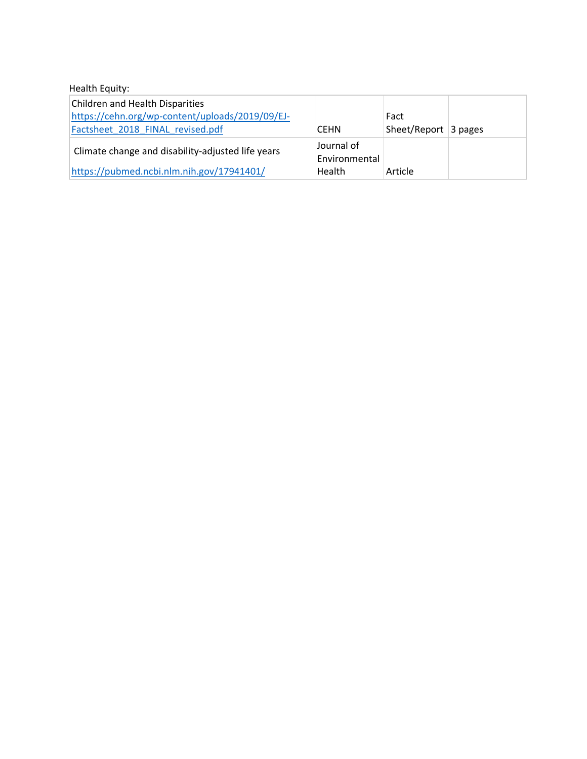Health Equity:

| | | | |
|---|---|---|---|
| Children and Health Disparities https://cehn.org/wp-content/uploads/2019/09/EJ-Factsheet_2018_FINAL_revised.pdf | CEHN | Fact Sheet/Report | 3 pages |
| Climate change and disability-adjusted life years https://pubmed.ncbi.nlm.nih.gov/17941401/ | Journal of Environmental Health | Article | |